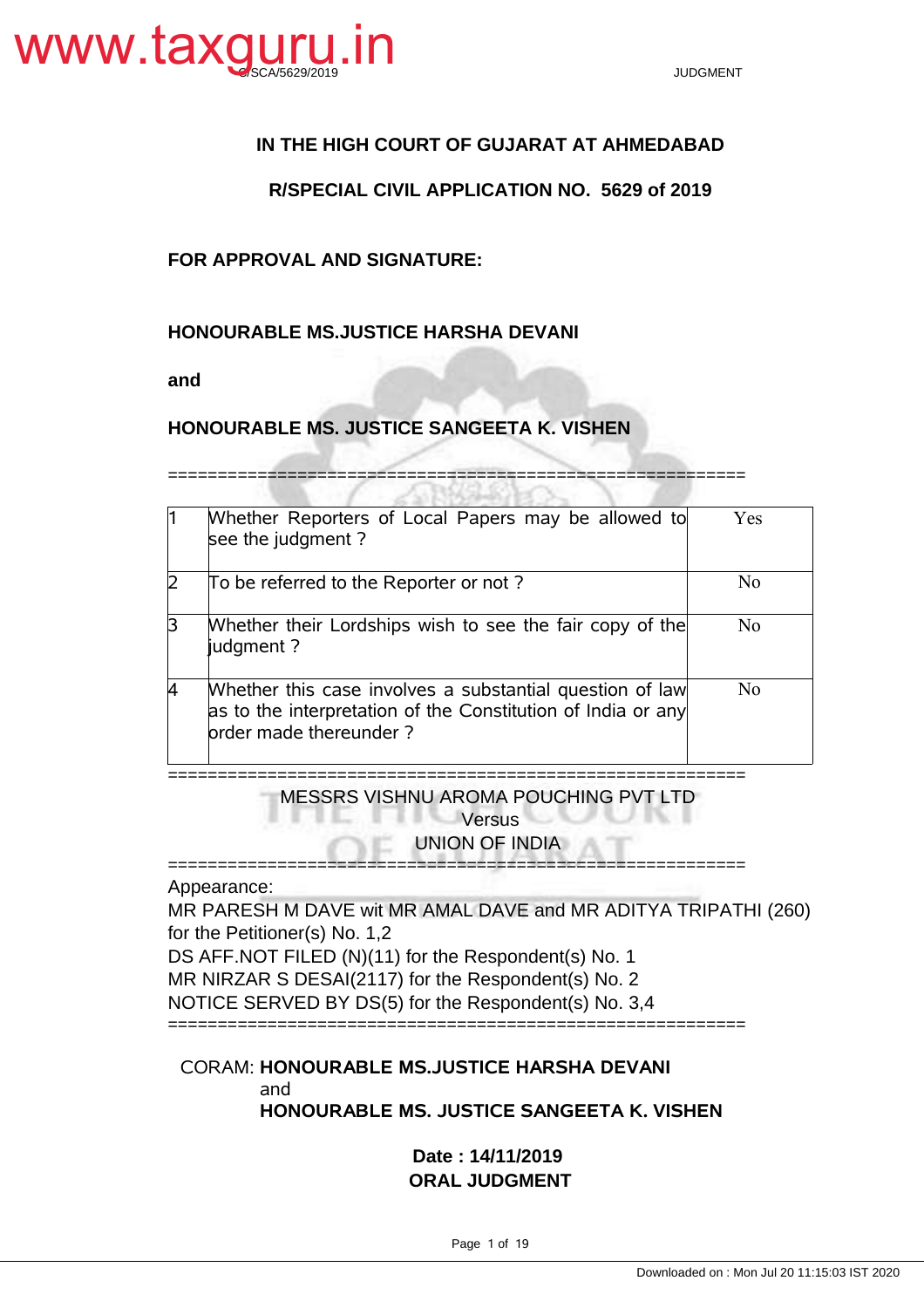# IN THE HIGH COURT OF GUJARAT AT AHMEDABAD

## R/SPECIAL CIVIL APPLICATION NO. 5629 of 2019

**FOR APPROVAL AND SIGNATURE:**

**HONOURABLE MS.JUSTICE HARSHA DEVANI**

**and**

**HONOURABLE MS. JUSTICE SANGEETA K. VISHEN**

==========================================================

| | | |
|---|---|---|
| 1 | Whether Reporters of Local Papers may be allowed to see the judgment ? | Yes |
| 2 | To be referred to the Reporter or not ? | No |
| 3 | Whether their Lordships wish to see the fair copy of the judgment ? | No |
| 4 | Whether this case involves a substantial question of law as to the interpretation of the Constitution of India or any order made thereunder ? | No |

==========================================================

MESSRS VISHNU AROMA POUCHING PVT LTD
Versus
UNION OF INDIA

==========================================================

Appearance:
MR PARESH M DAVE wit MR AMAL DAVE and MR ADITYA TRIPATHI (260) for the Petitioner(s) No. 1,2
DS AFF.NOT FILED (N)(11) for the Respondent(s) No. 1
MR NIRZAR S DESAI(2117) for the Respondent(s) No. 2
NOTICE SERVED BY DS(5) for the Respondent(s) No. 3,4

==========================================================

CORAM: **HONOURABLE MS.JUSTICE HARSHA DEVANI**
and
**HONOURABLE MS. JUSTICE SANGEETA K. VISHEN**

**Date : 14/11/2019**
**ORAL JUDGMENT**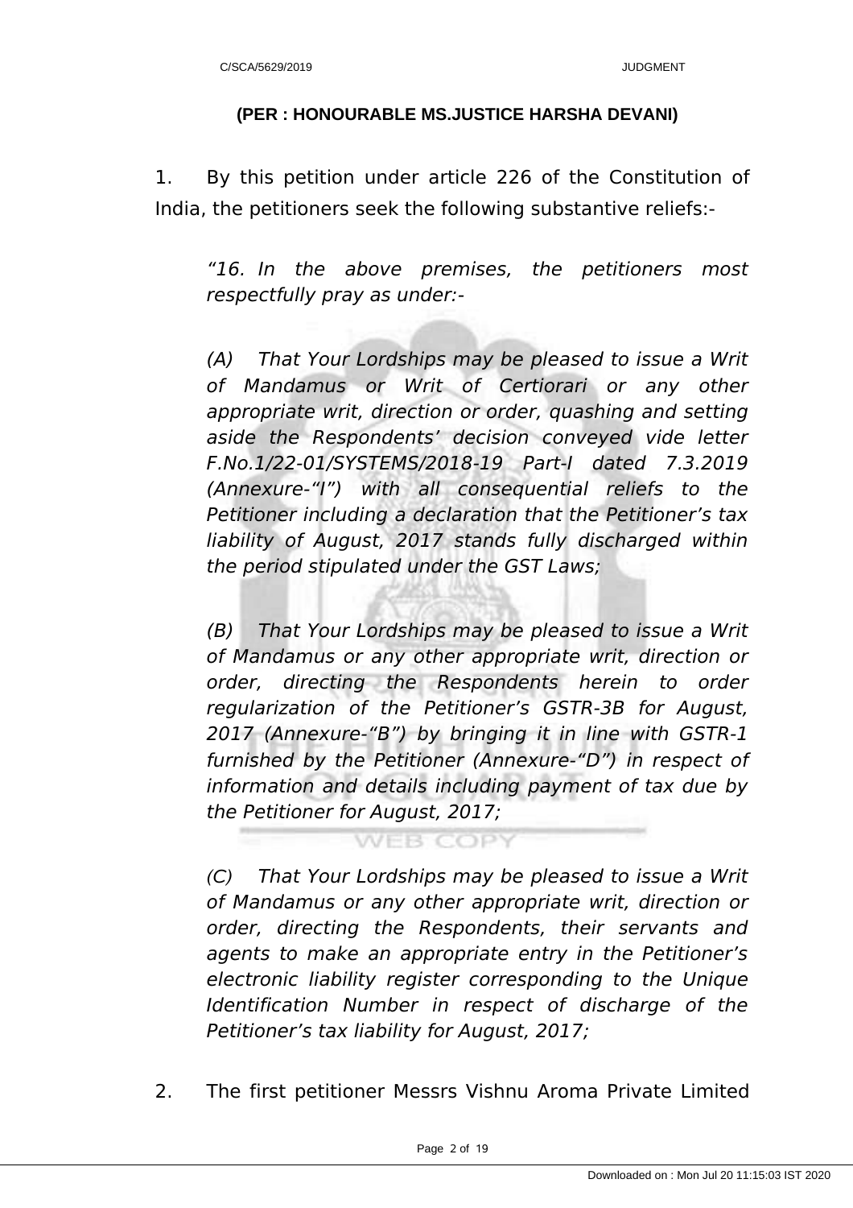**(PER : HONOURABLE MS.JUSTICE HARSHA DEVANI)**

1. By this petition under article 226 of the Constitution of India, the petitioners seek the following substantive reliefs:-

> *“16. In the above premises, the petitioners most respectfully pray as under:-*
>
> *(A) That Your Lordships may be pleased to issue a Writ of Mandamus or Writ of Certiorari or any other appropriate writ, direction or order, quashing and setting aside the Respondents’ decision conveyed vide letter F.No.1/22-01/SYSTEMS/2018-19 Part-I dated 7.3.2019 (Annexure-“I”) with all consequential reliefs to the Petitioner including a declaration that the Petitioner’s tax liability of August, 2017 stands fully discharged within the period stipulated under the GST Laws;*
>
> *(B) That Your Lordships may be pleased to issue a Writ of Mandamus or any other appropriate writ, direction or order, directing the Respondents herein to order regularization of the Petitioner’s GSTR-3B for August, 2017 (Annexure-“B”) by bringing it in line with GSTR-1 furnished by the Petitioner (Annexure-“D”) in respect of information and details including payment of tax due by the Petitioner for August, 2017;*
>
> *(C) That Your Lordships may be pleased to issue a Writ of Mandamus or any other appropriate writ, direction or order, directing the Respondents, their servants and agents to make an appropriate entry in the Petitioner’s electronic liability register corresponding to the Unique Identification Number in respect of discharge of the Petitioner’s tax liability for August, 2017;*

2. The first petitioner Messrs Vishnu Aroma Private Limited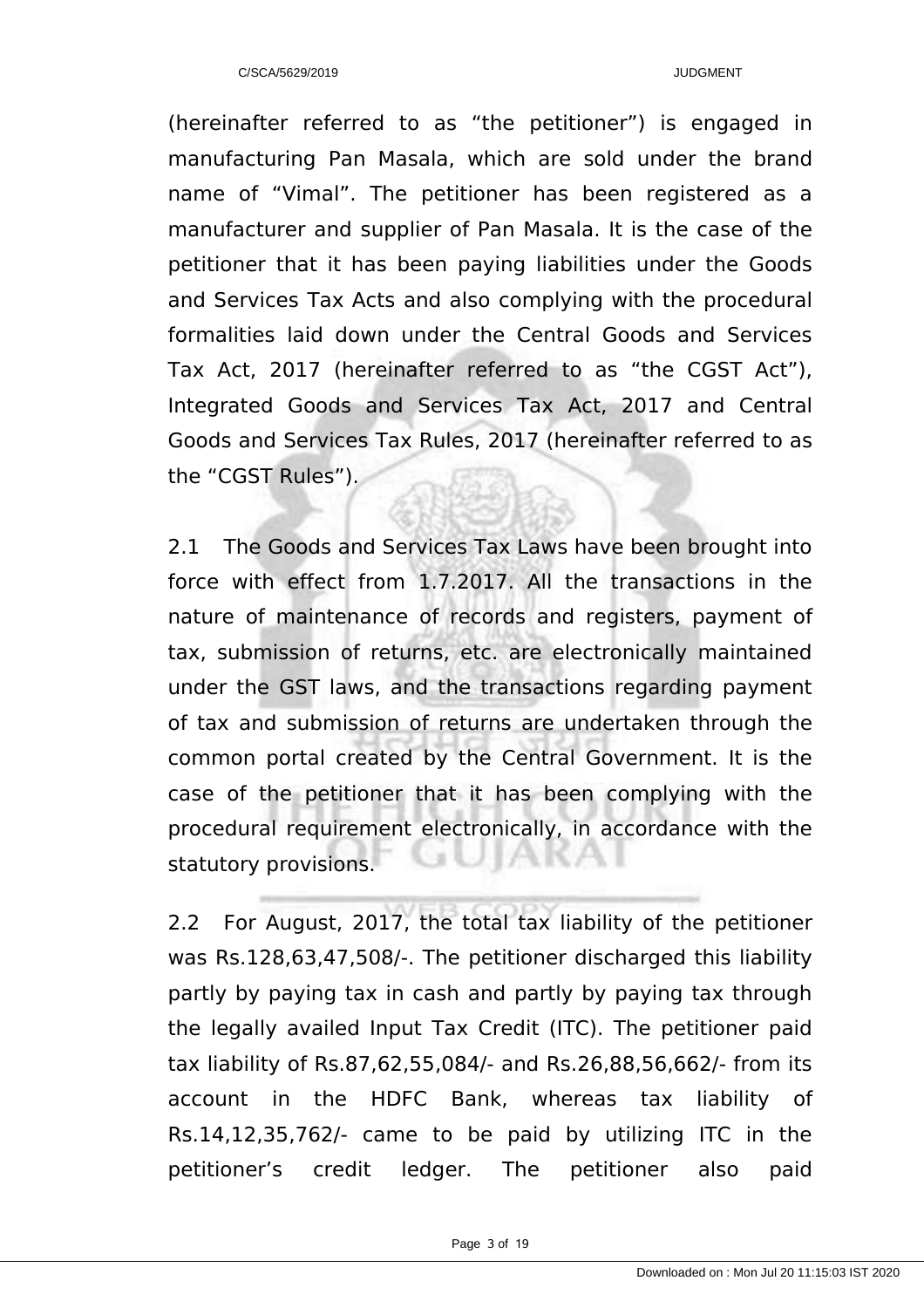(hereinafter referred to as “the petitioner”) is engaged in manufacturing Pan Masala, which are sold under the brand name of “Vimal”. The petitioner has been registered as a manufacturer and supplier of Pan Masala. It is the case of the petitioner that it has been paying liabilities under the Goods and Services Tax Acts and also complying with the procedural formalities laid down under the Central Goods and Services Tax Act, 2017 (hereinafter referred to as “the CGST Act”), Integrated Goods and Services Tax Act, 2017 and Central Goods and Services Tax Rules, 2017 (hereinafter referred to as the “CGST Rules”).

2.1 The Goods and Services Tax Laws have been brought into force with effect from 1.7.2017. All the transactions in the nature of maintenance of records and registers, payment of tax, submission of returns, etc. are electronically maintained under the GST laws, and the transactions regarding payment of tax and submission of returns are undertaken through the common portal created by the Central Government. It is the case of the petitioner that it has been complying with the procedural requirement electronically, in accordance with the statutory provisions.

2.2 For August, 2017, the total tax liability of the petitioner was Rs.128,63,47,508/-. The petitioner discharged this liability partly by paying tax in cash and partly by paying tax through the legally availed Input Tax Credit (ITC). The petitioner paid tax liability of Rs.87,62,55,084/- and Rs.26,88,56,662/- from its account in the HDFC Bank, whereas tax liability of Rs.14,12,35,762/- came to be paid by utilizing ITC in the petitioner’s credit ledger. The petitioner also paid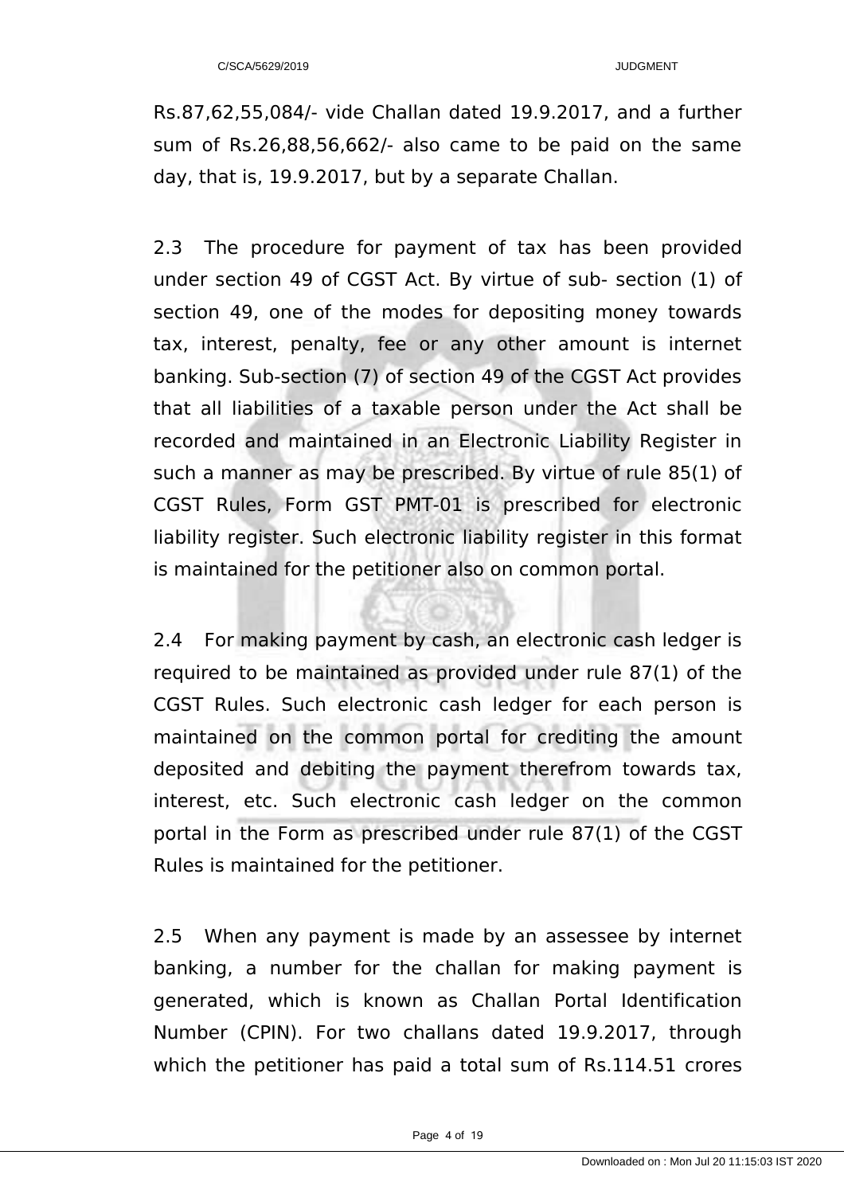Rs.87,62,55,084/- vide Challan dated 19.9.2017, and a further sum of Rs.26,88,56,662/- also came to be paid on the same day, that is, 19.9.2017, but by a separate Challan.

2.3 The procedure for payment of tax has been provided under section 49 of CGST Act. By virtue of sub- section (1) of section 49, one of the modes for depositing money towards tax, interest, penalty, fee or any other amount is internet banking. Sub-section (7) of section 49 of the CGST Act provides that all liabilities of a taxable person under the Act shall be recorded and maintained in an Electronic Liability Register in such a manner as may be prescribed. By virtue of rule 85(1) of CGST Rules, Form GST PMT-01 is prescribed for electronic liability register. Such electronic liability register in this format is maintained for the petitioner also on common portal.

2.4 For making payment by cash, an electronic cash ledger is required to be maintained as provided under rule 87(1) of the CGST Rules. Such electronic cash ledger for each person is maintained on the common portal for crediting the amount deposited and debiting the payment therefrom towards tax, interest, etc. Such electronic cash ledger on the common portal in the Form as prescribed under rule 87(1) of the CGST Rules is maintained for the petitioner.

2.5 When any payment is made by an assessee by internet banking, a number for the challan for making payment is generated, which is known as Challan Portal Identification Number (CPIN). For two challans dated 19.9.2017, through which the petitioner has paid a total sum of Rs.114.51 crores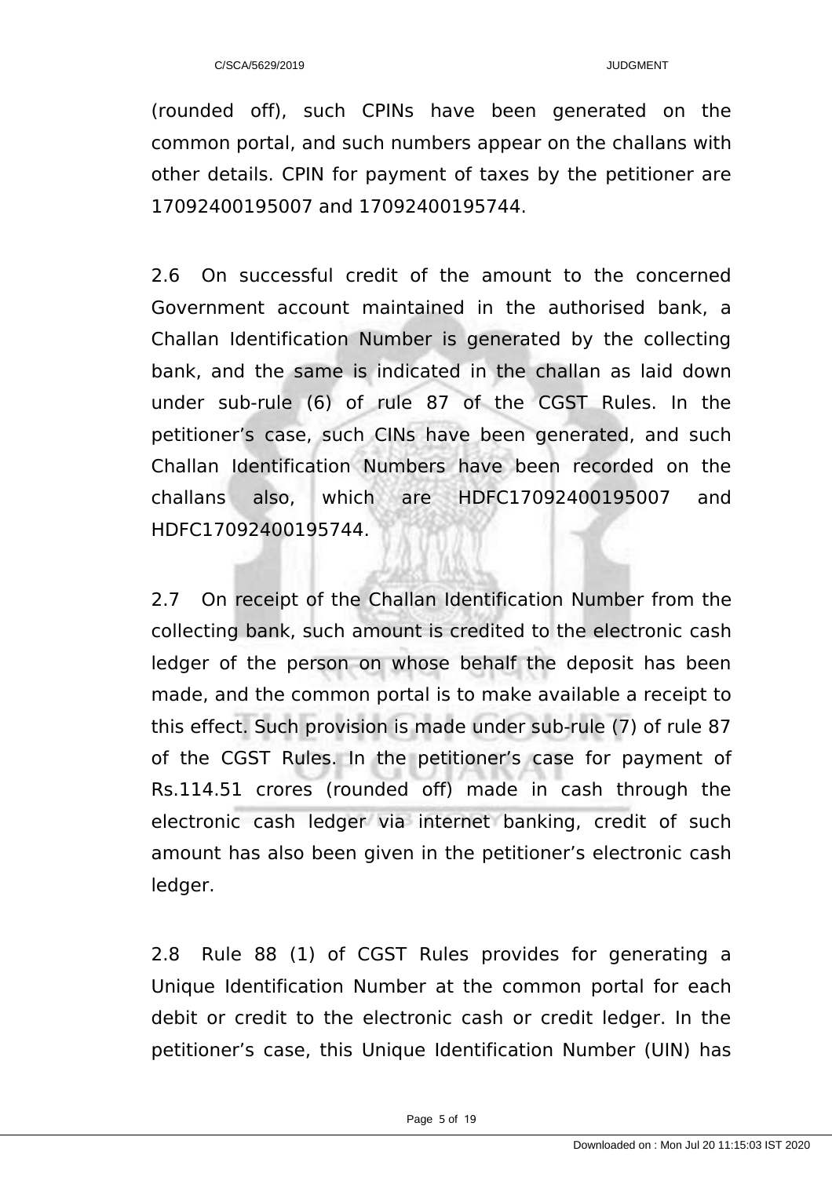(rounded off), such CPINs have been generated on the common portal, and such numbers appear on the challans with other details. CPIN for payment of taxes by the petitioner are 17092400195007 and 17092400195744.

2.6 On successful credit of the amount to the concerned Government account maintained in the authorised bank, a Challan Identification Number is generated by the collecting bank, and the same is indicated in the challan as laid down under sub-rule (6) of rule 87 of the CGST Rules. In the petitioner's case, such CINs have been generated, and such Challan Identification Numbers have been recorded on the challans also, which are HDFC17092400195007 and HDFC17092400195744.

2.7 On receipt of the Challan Identification Number from the collecting bank, such amount is credited to the electronic cash ledger of the person on whose behalf the deposit has been made, and the common portal is to make available a receipt to this effect. Such provision is made under sub-rule (7) of rule 87 of the CGST Rules. In the petitioner's case for payment of Rs.114.51 crores (rounded off) made in cash through the electronic cash ledger via internet banking, credit of such amount has also been given in the petitioner's electronic cash ledger.

2.8 Rule 88 (1) of CGST Rules provides for generating a Unique Identification Number at the common portal for each debit or credit to the electronic cash or credit ledger. In the petitioner's case, this Unique Identification Number (UIN) has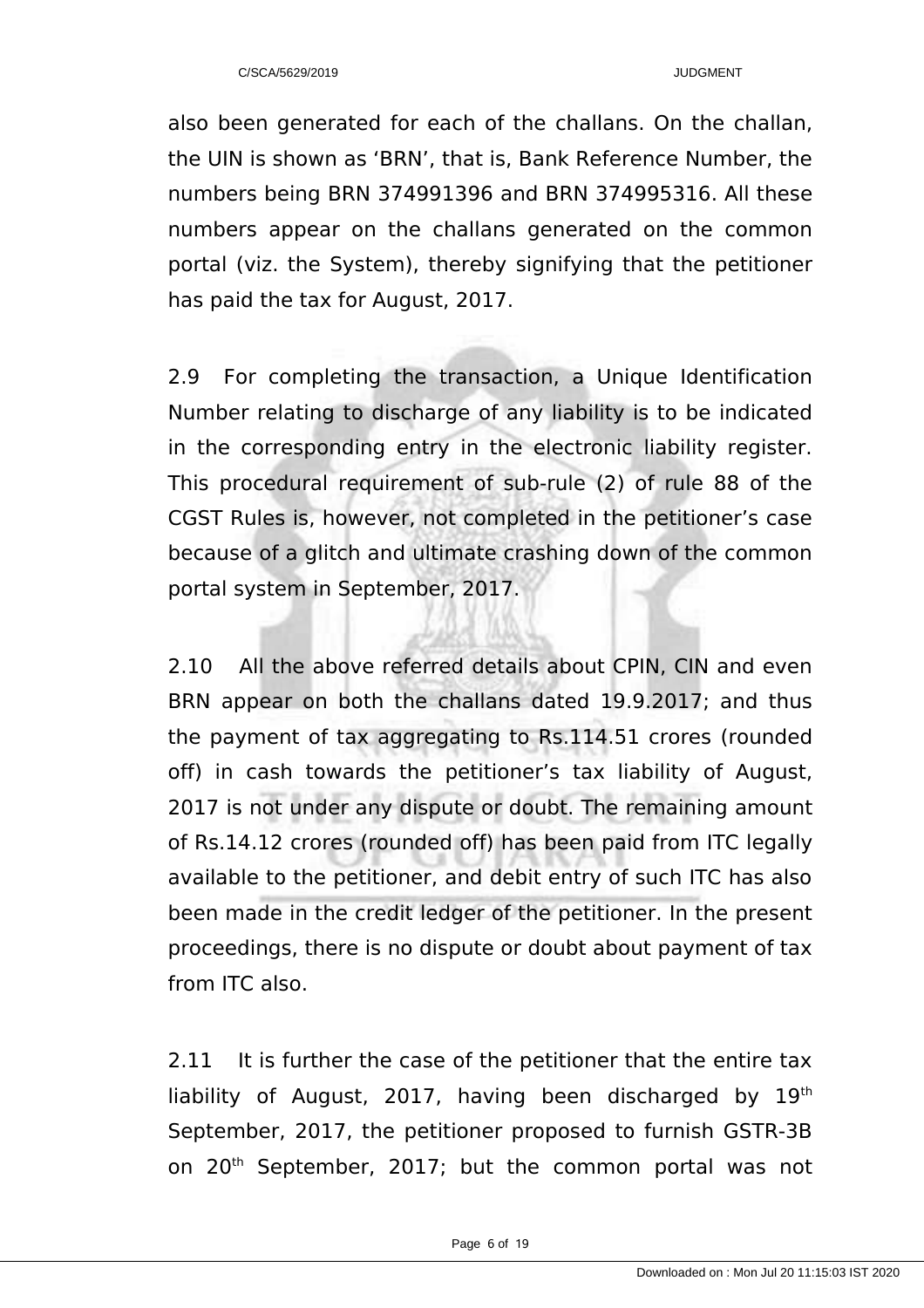also been generated for each of the challans. On the challan, the UIN is shown as 'BRN', that is, Bank Reference Number, the numbers being BRN 374991396 and BRN 374995316. All these numbers appear on the challans generated on the common portal (viz. the System), thereby signifying that the petitioner has paid the tax for August, 2017.

2.9 For completing the transaction, a Unique Identification Number relating to discharge of any liability is to be indicated in the corresponding entry in the electronic liability register. This procedural requirement of sub-rule (2) of rule 88 of the CGST Rules is, however, not completed in the petitioner's case because of a glitch and ultimate crashing down of the common portal system in September, 2017.

2.10 All the above referred details about CPIN, CIN and even BRN appear on both the challans dated 19.9.2017; and thus the payment of tax aggregating to Rs.114.51 crores (rounded off) in cash towards the petitioner's tax liability of August, 2017 is not under any dispute or doubt. The remaining amount of Rs.14.12 crores (rounded off) has been paid from ITC legally available to the petitioner, and debit entry of such ITC has also been made in the credit ledger of the petitioner. In the present proceedings, there is no dispute or doubt about payment of tax from ITC also.

2.11 It is further the case of the petitioner that the entire tax liability of August, 2017, having been discharged by 19th September, 2017, the petitioner proposed to furnish GSTR-3B on 20th September, 2017; but the common portal was not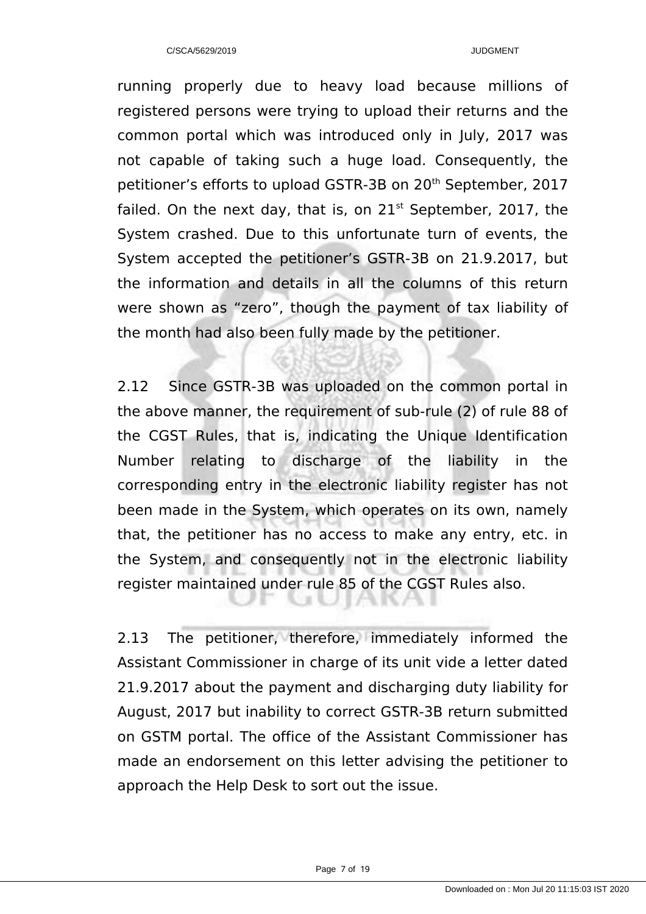running properly due to heavy load because millions of registered persons were trying to upload their returns and the common portal which was introduced only in July, 2017 was not capable of taking such a huge load. Consequently, the petitioner's efforts to upload GSTR-3B on 20th September, 2017 failed. On the next day, that is, on 21st September, 2017, the System crashed. Due to this unfortunate turn of events, the System accepted the petitioner's GSTR-3B on 21.9.2017, but the information and details in all the columns of this return were shown as "zero", though the payment of tax liability of the month had also been fully made by the petitioner.

2.12 Since GSTR-3B was uploaded on the common portal in the above manner, the requirement of sub-rule (2) of rule 88 of the CGST Rules, that is, indicating the Unique Identification Number relating to discharge of the liability in the corresponding entry in the electronic liability register has not been made in the System, which operates on its own, namely that, the petitioner has no access to make any entry, etc. in the System, and consequently not in the electronic liability register maintained under rule 85 of the CGST Rules also.

2.13 The petitioner, therefore, immediately informed the Assistant Commissioner in charge of its unit vide a letter dated 21.9.2017 about the payment and discharging duty liability for August, 2017 but inability to correct GSTR-3B return submitted on GSTM portal. The office of the Assistant Commissioner has made an endorsement on this letter advising the petitioner to approach the Help Desk to sort out the issue.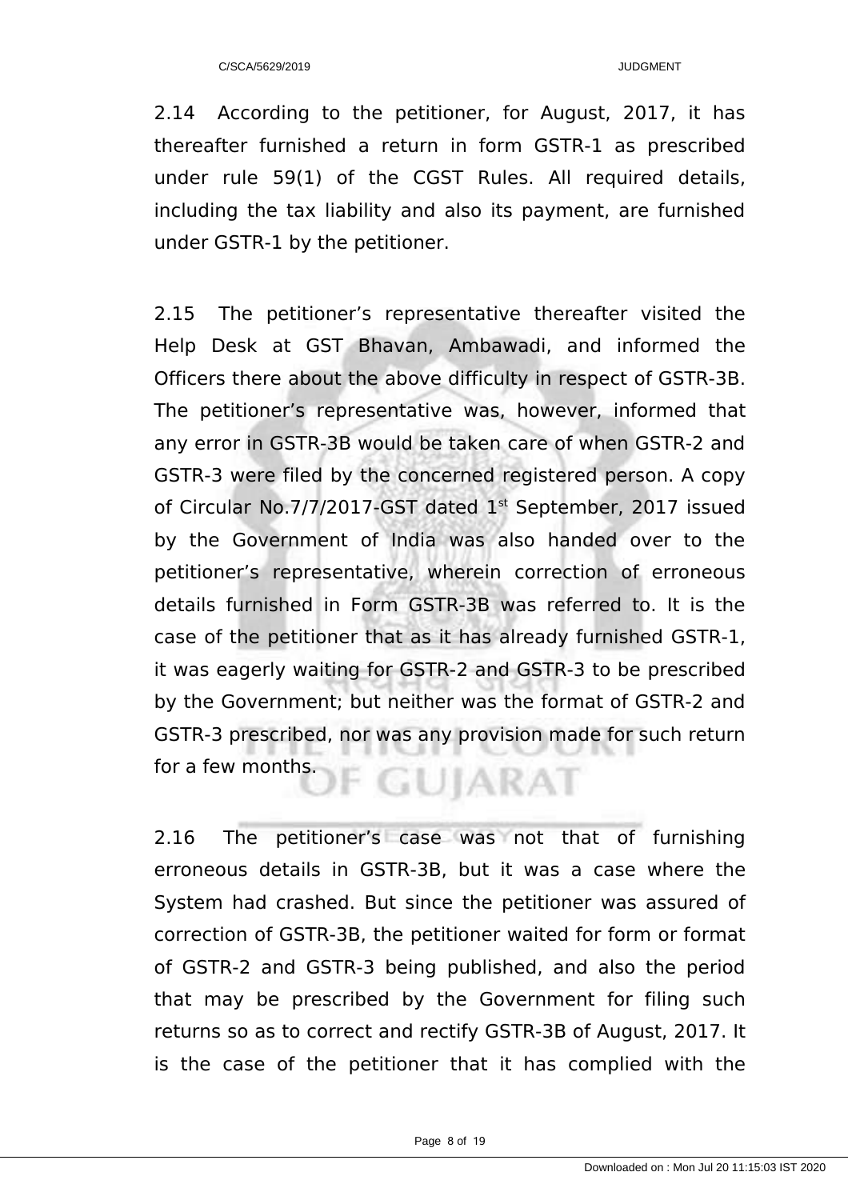2.14 According to the petitioner, for August, 2017, it has thereafter furnished a return in form GSTR-1 as prescribed under rule 59(1) of the CGST Rules. All required details, including the tax liability and also its payment, are furnished under GSTR-1 by the petitioner.

2.15 The petitioner's representative thereafter visited the Help Desk at GST Bhavan, Ambawadi, and informed the Officers there about the above difficulty in respect of GSTR-3B. The petitioner's representative was, however, informed that any error in GSTR-3B would be taken care of when GSTR-2 and GSTR-3 were filed by the concerned registered person. A copy of Circular No.7/7/2017-GST dated 1st September, 2017 issued by the Government of India was also handed over to the petitioner's representative, wherein correction of erroneous details furnished in Form GSTR-3B was referred to. It is the case of the petitioner that as it has already furnished GSTR-1, it was eagerly waiting for GSTR-2 and GSTR-3 to be prescribed by the Government; but neither was the format of GSTR-2 and GSTR-3 prescribed, nor was any provision made for such return for a few months.

2.16 The petitioner's case was not that of furnishing erroneous details in GSTR-3B, but it was a case where the System had crashed. But since the petitioner was assured of correction of GSTR-3B, the petitioner waited for form or format of GSTR-2 and GSTR-3 being published, and also the period that may be prescribed by the Government for filing such returns so as to correct and rectify GSTR-3B of August, 2017. It is the case of the petitioner that it has complied with the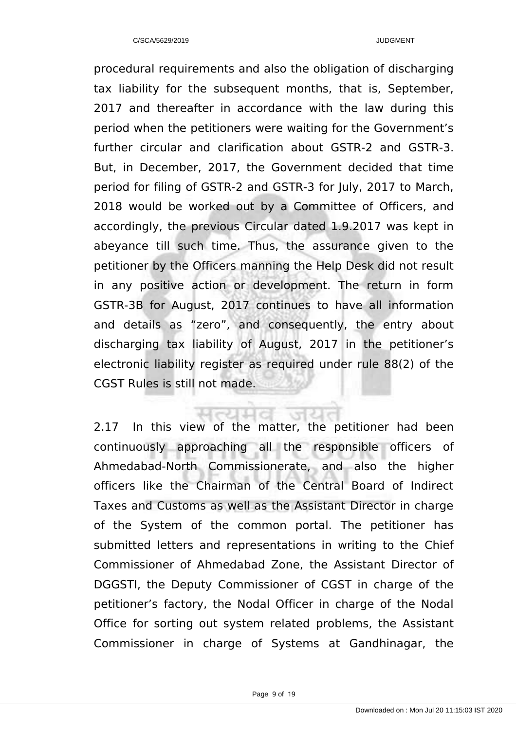procedural requirements and also the obligation of discharging tax liability for the subsequent months, that is, September, 2017 and thereafter in accordance with the law during this period when the petitioners were waiting for the Government's further circular and clarification about GSTR-2 and GSTR-3. But, in December, 2017, the Government decided that time period for filing of GSTR-2 and GSTR-3 for July, 2017 to March, 2018 would be worked out by a Committee of Officers, and accordingly, the previous Circular dated 1.9.2017 was kept in abeyance till such time. Thus, the assurance given to the petitioner by the Officers manning the Help Desk did not result in any positive action or development. The return in form GSTR-3B for August, 2017 continues to have all information and details as "zero", and consequently, the entry about discharging tax liability of August, 2017 in the petitioner's electronic liability register as required under rule 88(2) of the CGST Rules is still not made.

2.17 In this view of the matter, the petitioner had been continuously approaching all the responsible officers of Ahmedabad-North Commissionerate, and also the higher officers like the Chairman of the Central Board of Indirect Taxes and Customs as well as the Assistant Director in charge of the System of the common portal. The petitioner has submitted letters and representations in writing to the Chief Commissioner of Ahmedabad Zone, the Assistant Director of DGGSTI, the Deputy Commissioner of CGST in charge of the petitioner's factory, the Nodal Officer in charge of the Nodal Office for sorting out system related problems, the Assistant Commissioner in charge of Systems at Gandhinagar, the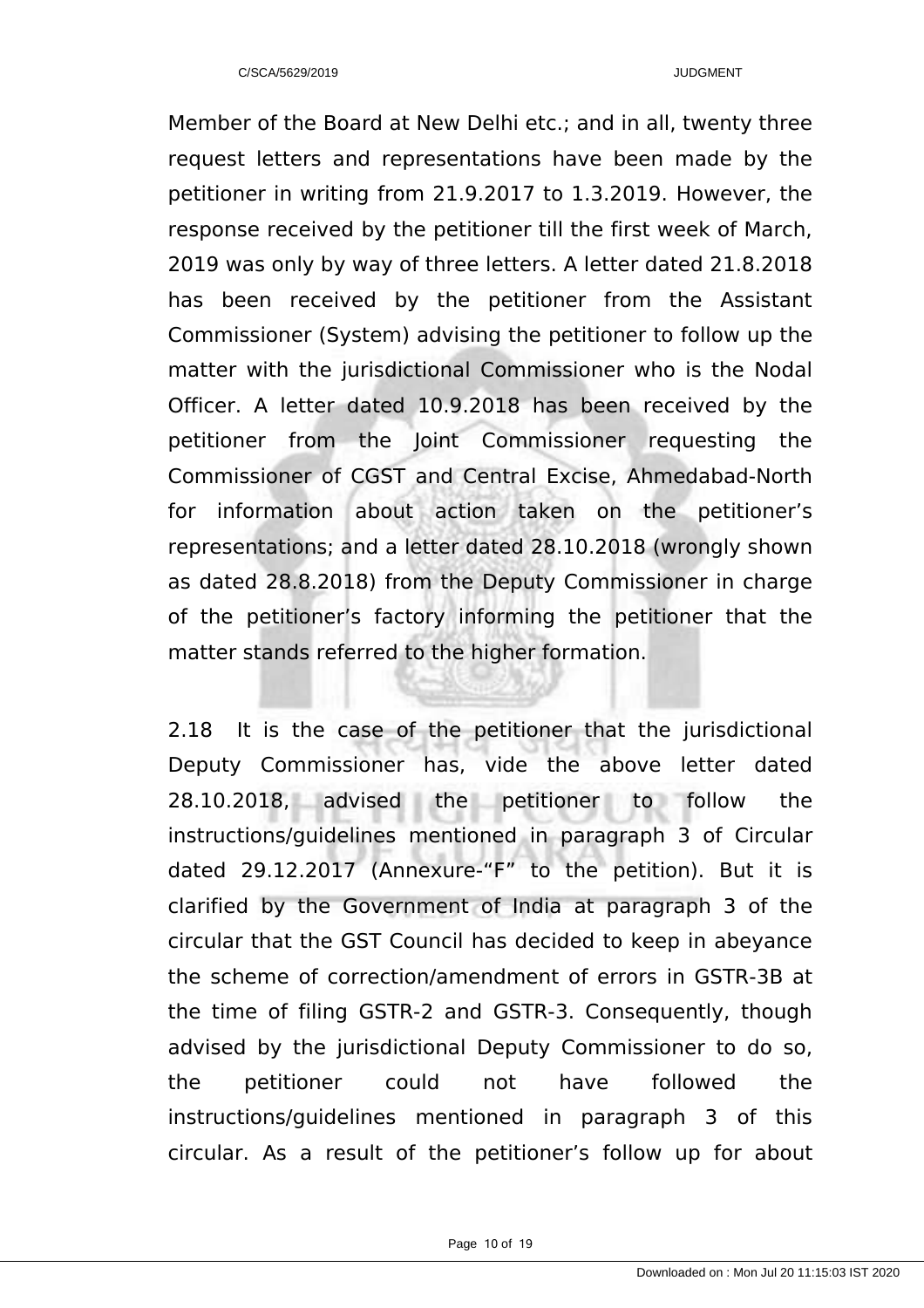Member of the Board at New Delhi etc.; and in all, twenty three request letters and representations have been made by the petitioner in writing from 21.9.2017 to 1.3.2019. However, the response received by the petitioner till the first week of March, 2019 was only by way of three letters. A letter dated 21.8.2018 has been received by the petitioner from the Assistant Commissioner (System) advising the petitioner to follow up the matter with the jurisdictional Commissioner who is the Nodal Officer. A letter dated 10.9.2018 has been received by the petitioner from the Joint Commissioner requesting the Commissioner of CGST and Central Excise, Ahmedabad-North for information about action taken on the petitioner's representations; and a letter dated 28.10.2018 (wrongly shown as dated 28.8.2018) from the Deputy Commissioner in charge of the petitioner's factory informing the petitioner that the matter stands referred to the higher formation.

2.18 It is the case of the petitioner that the jurisdictional Deputy Commissioner has, vide the above letter dated 28.10.2018, advised the petitioner to follow the instructions/guidelines mentioned in paragraph 3 of Circular dated 29.12.2017 (Annexure-"F" to the petition). But it is clarified by the Government of India at paragraph 3 of the circular that the GST Council has decided to keep in abeyance the scheme of correction/amendment of errors in GSTR-3B at the time of filing GSTR-2 and GSTR-3. Consequently, though advised by the jurisdictional Deputy Commissioner to do so, the petitioner could not have followed the instructions/guidelines mentioned in paragraph 3 of this circular. As a result of the petitioner's follow up for about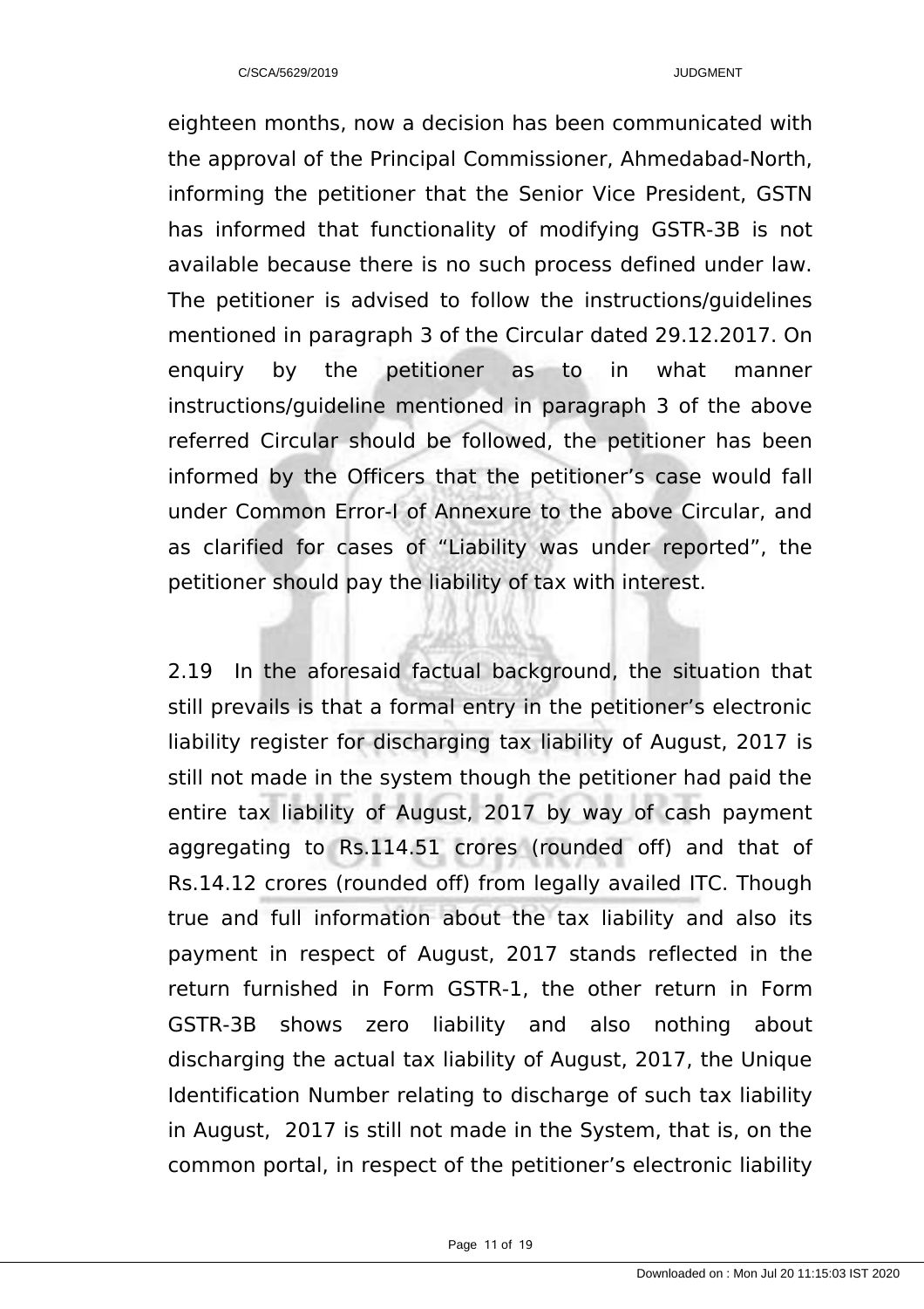eighteen months, now a decision has been communicated with the approval of the Principal Commissioner, Ahmedabad-North, informing the petitioner that the Senior Vice President, GSTN has informed that functionality of modifying GSTR-3B is not available because there is no such process defined under law. The petitioner is advised to follow the instructions/guidelines mentioned in paragraph 3 of the Circular dated 29.12.2017. On enquiry by the petitioner as to in what manner instructions/guideline mentioned in paragraph 3 of the above referred Circular should be followed, the petitioner has been informed by the Officers that the petitioner's case would fall under Common Error-I of Annexure to the above Circular, and as clarified for cases of "Liability was under reported", the petitioner should pay the liability of tax with interest.

2.19 In the aforesaid factual background, the situation that still prevails is that a formal entry in the petitioner's electronic liability register for discharging tax liability of August, 2017 is still not made in the system though the petitioner had paid the entire tax liability of August, 2017 by way of cash payment aggregating to Rs.114.51 crores (rounded off) and that of Rs.14.12 crores (rounded off) from legally availed ITC. Though true and full information about the tax liability and also its payment in respect of August, 2017 stands reflected in the return furnished in Form GSTR-1, the other return in Form GSTR-3B shows zero liability and also nothing about discharging the actual tax liability of August, 2017, the Unique Identification Number relating to discharge of such tax liability in August, 2017 is still not made in the System, that is, on the common portal, in respect of the petitioner's electronic liability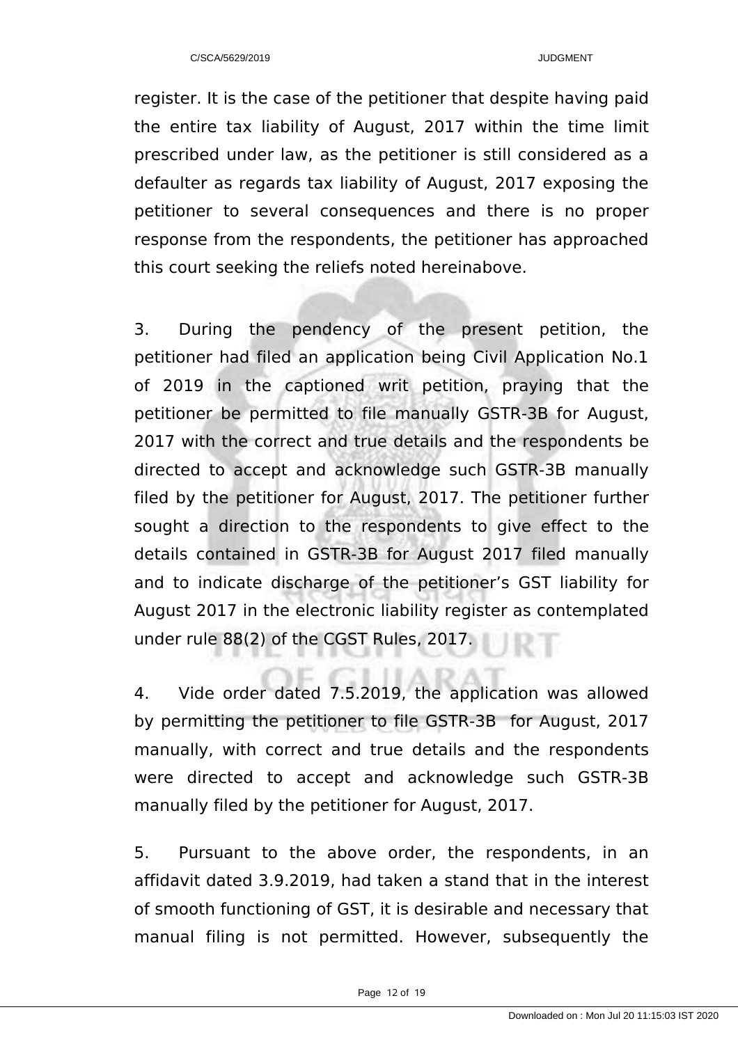register. It is the case of the petitioner that despite having paid the entire tax liability of August, 2017 within the time limit prescribed under law, as the petitioner is still considered as a defaulter as regards tax liability of August, 2017 exposing the petitioner to several consequences and there is no proper response from the respondents, the petitioner has approached this court seeking the reliefs noted hereinabove.

3. During the pendency of the present petition, the petitioner had filed an application being Civil Application No.1 of 2019 in the captioned writ petition, praying that the petitioner be permitted to file manually GSTR-3B for August, 2017 with the correct and true details and the respondents be directed to accept and acknowledge such GSTR-3B manually filed by the petitioner for August, 2017. The petitioner further sought a direction to the respondents to give effect to the details contained in GSTR-3B for August 2017 filed manually and to indicate discharge of the petitioner's GST liability for August 2017 in the electronic liability register as contemplated under rule 88(2) of the CGST Rules, 2017.

4. Vide order dated 7.5.2019, the application was allowed by permitting the petitioner to file GSTR-3B for August, 2017 manually, with correct and true details and the respondents were directed to accept and acknowledge such GSTR-3B manually filed by the petitioner for August, 2017.

5. Pursuant to the above order, the respondents, in an affidavit dated 3.9.2019, had taken a stand that in the interest of smooth functioning of GST, it is desirable and necessary that manual filing is not permitted. However, subsequently the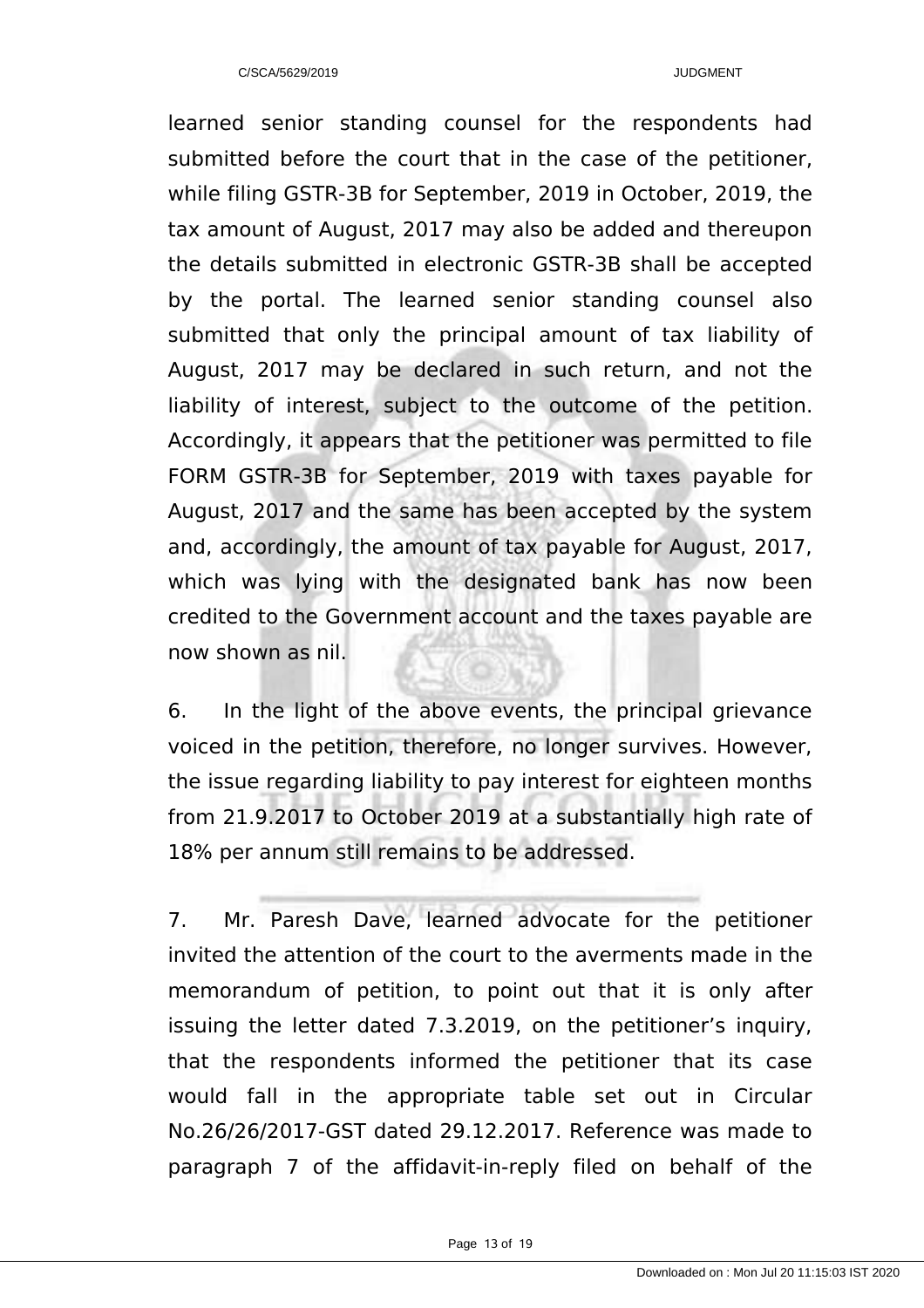learned senior standing counsel for the respondents had submitted before the court that in the case of the petitioner, while filing GSTR-3B for September, 2019 in October, 2019, the tax amount of August, 2017 may also be added and thereupon the details submitted in electronic GSTR-3B shall be accepted by the portal. The learned senior standing counsel also submitted that only the principal amount of tax liability of August, 2017 may be declared in such return, and not the liability of interest, subject to the outcome of the petition. Accordingly, it appears that the petitioner was permitted to file FORM GSTR-3B for September, 2019 with taxes payable for August, 2017 and the same has been accepted by the system and, accordingly, the amount of tax payable for August, 2017, which was lying with the designated bank has now been credited to the Government account and the taxes payable are now shown as nil.

6. In the light of the above events, the principal grievance voiced in the petition, therefore, no longer survives. However, the issue regarding liability to pay interest for eighteen months from 21.9.2017 to October 2019 at a substantially high rate of 18% per annum still remains to be addressed.

7. Mr. Paresh Dave, learned advocate for the petitioner invited the attention of the court to the averments made in the memorandum of petition, to point out that it is only after issuing the letter dated 7.3.2019, on the petitioner's inquiry, that the respondents informed the petitioner that its case would fall in the appropriate table set out in Circular No.26/26/2017-GST dated 29.12.2017. Reference was made to paragraph 7 of the affidavit-in-reply filed on behalf of the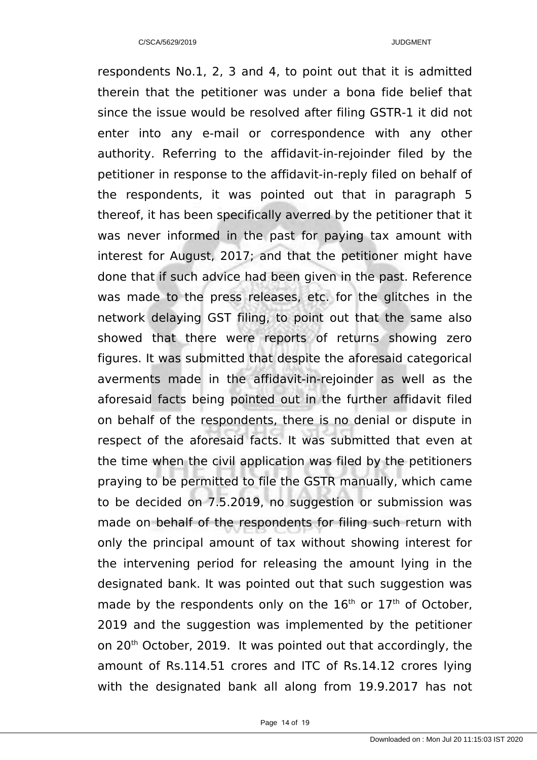respondents No.1, 2, 3 and 4, to point out that it is admitted therein that the petitioner was under a bona fide belief that since the issue would be resolved after filing GSTR-1 it did not enter into any e-mail or correspondence with any other authority. Referring to the affidavit-in-rejoinder filed by the petitioner in response to the affidavit-in-reply filed on behalf of the respondents, it was pointed out that in paragraph 5 thereof, it has been specifically averred by the petitioner that it was never informed in the past for paying tax amount with interest for August, 2017; and that the petitioner might have done that if such advice had been given in the past. Reference was made to the press releases, etc. for the glitches in the network delaying GST filing, to point out that the same also showed that there were reports of returns showing zero figures. It was submitted that despite the aforesaid categorical averments made in the affidavit-in-rejoinder as well as the aforesaid facts being pointed out in the further affidavit filed on behalf of the respondents, there is no denial or dispute in respect of the aforesaid facts. It was submitted that even at the time when the civil application was filed by the petitioners praying to be permitted to file the GSTR manually, which came to be decided on 7.5.2019, no suggestion or submission was made on behalf of the respondents for filing such return with only the principal amount of tax without showing interest for the intervening period for releasing the amount lying in the designated bank. It was pointed out that such suggestion was made by the respondents only on the 16th or 17th of October, 2019 and the suggestion was implemented by the petitioner on 20th October, 2019. It was pointed out that accordingly, the amount of Rs.114.51 crores and ITC of Rs.14.12 crores lying with the designated bank all along from 19.9.2017 has not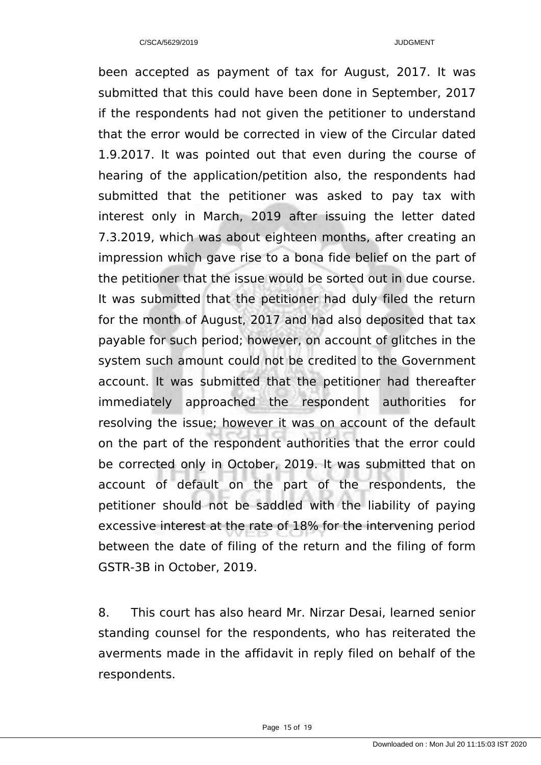been accepted as payment of tax for August, 2017. It was submitted that this could have been done in September, 2017 if the respondents had not given the petitioner to understand that the error would be corrected in view of the Circular dated 1.9.2017. It was pointed out that even during the course of hearing of the application/petition also, the respondents had submitted that the petitioner was asked to pay tax with interest only in March, 2019 after issuing the letter dated 7.3.2019, which was about eighteen months, after creating an impression which gave rise to a bona fide belief on the part of the petitioner that the issue would be sorted out in due course. It was submitted that the petitioner had duly filed the return for the month of August, 2017 and had also deposited that tax payable for such period; however, on account of glitches in the system such amount could not be credited to the Government account. It was submitted that the petitioner had thereafter immediately approached the respondent authorities for resolving the issue; however it was on account of the default on the part of the respondent authorities that the error could be corrected only in October, 2019. It was submitted that on account of default on the part of the respondents, the petitioner should not be saddled with the liability of paying excessive interest at the rate of 18% for the intervening period between the date of filing of the return and the filing of form GSTR-3B in October, 2019.

8. This court has also heard Mr. Nirzar Desai, learned senior standing counsel for the respondents, who has reiterated the averments made in the affidavit in reply filed on behalf of the respondents.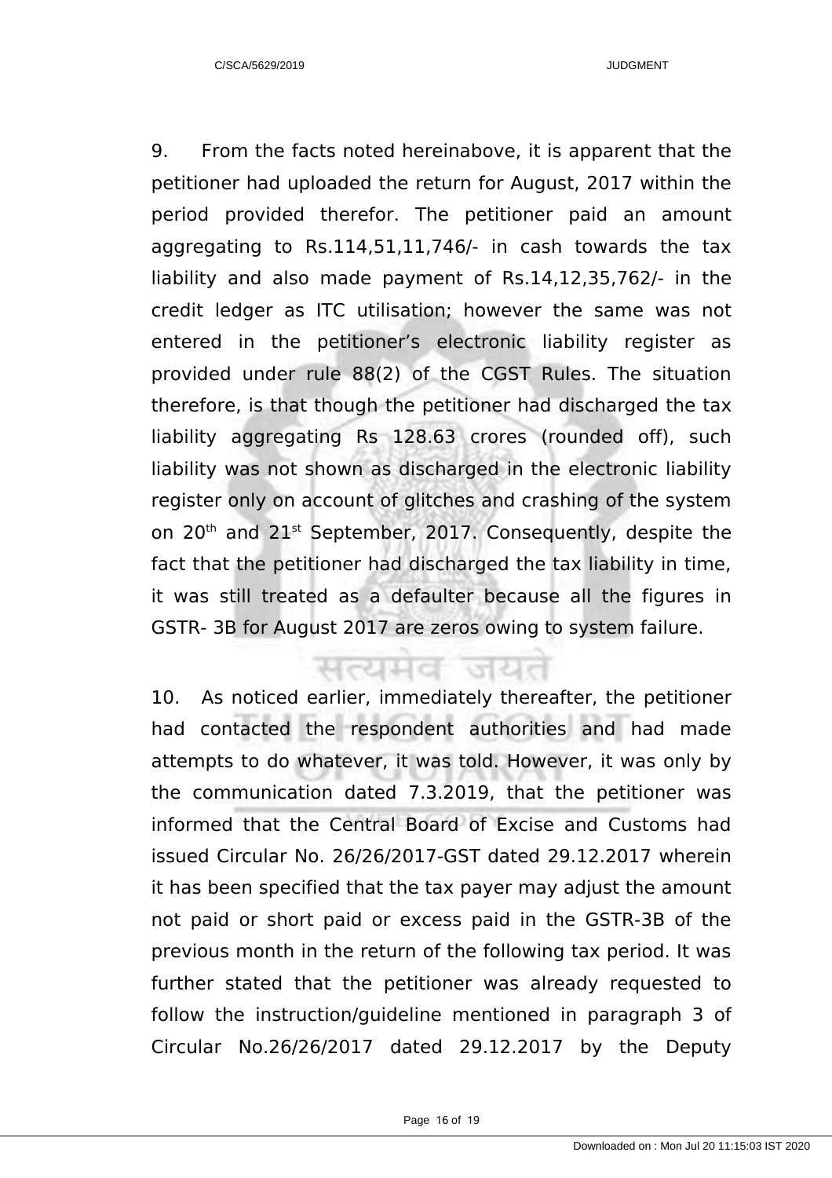9. From the facts noted hereinabove, it is apparent that the petitioner had uploaded the return for August, 2017 within the period provided therefor. The petitioner paid an amount aggregating to Rs.114,51,11,746/- in cash towards the tax liability and also made payment of Rs.14,12,35,762/- in the credit ledger as ITC utilisation; however the same was not entered in the petitioner's electronic liability register as provided under rule 88(2) of the CGST Rules. The situation therefore, is that though the petitioner had discharged the tax liability aggregating Rs 128.63 crores (rounded off), such liability was not shown as discharged in the electronic liability register only on account of glitches and crashing of the system on 20th and 21st September, 2017. Consequently, despite the fact that the petitioner had discharged the tax liability in time, it was still treated as a defaulter because all the figures in GSTR- 3B for August 2017 are zeros owing to system failure.

10. As noticed earlier, immediately thereafter, the petitioner had contacted the respondent authorities and had made attempts to do whatever, it was told. However, it was only by the communication dated 7.3.2019, that the petitioner was informed that the Central Board of Excise and Customs had issued Circular No. 26/26/2017-GST dated 29.12.2017 wherein it has been specified that the tax payer may adjust the amount not paid or short paid or excess paid in the GSTR-3B of the previous month in the return of the following tax period. It was further stated that the petitioner was already requested to follow the instruction/guideline mentioned in paragraph 3 of Circular No.26/26/2017 dated 29.12.2017 by the Deputy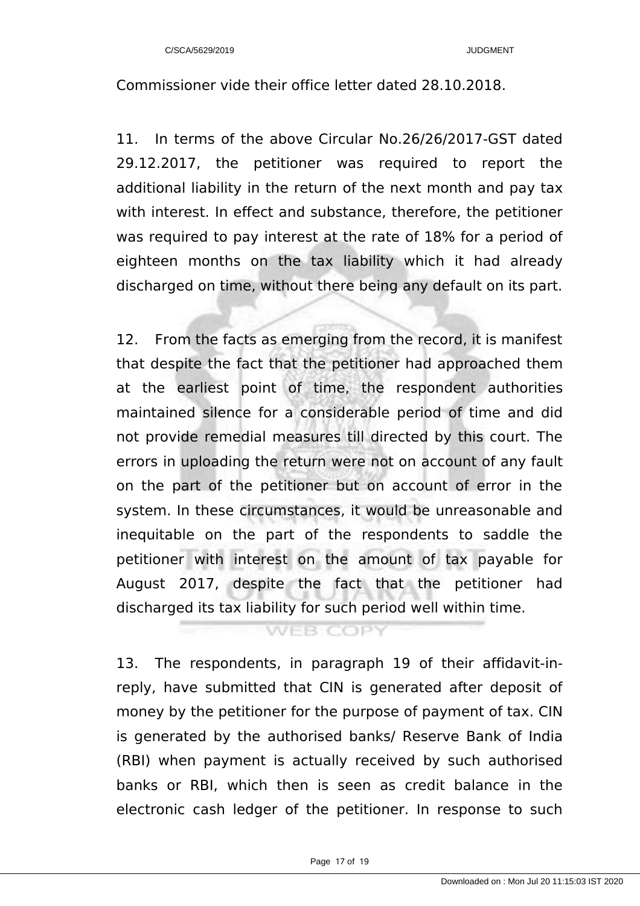Commissioner vide their office letter dated 28.10.2018.

11. In terms of the above Circular No.26/26/2017-GST dated 29.12.2017, the petitioner was required to report the additional liability in the return of the next month and pay tax with interest. In effect and substance, therefore, the petitioner was required to pay interest at the rate of 18% for a period of eighteen months on the tax liability which it had already discharged on time, without there being any default on its part.

12. From the facts as emerging from the record, it is manifest that despite the fact that the petitioner had approached them at the earliest point of time, the respondent authorities maintained silence for a considerable period of time and did not provide remedial measures till directed by this court. The errors in uploading the return were not on account of any fault on the part of the petitioner but on account of error in the system. In these circumstances, it would be unreasonable and inequitable on the part of the respondents to saddle the petitioner with interest on the amount of tax payable for August 2017, despite the fact that the petitioner had discharged its tax liability for such period well within time.

13. The respondents, in paragraph 19 of their affidavit-in-reply, have submitted that CIN is generated after deposit of money by the petitioner for the purpose of payment of tax. CIN is generated by the authorised banks/ Reserve Bank of India (RBI) when payment is actually received by such authorised banks or RBI, which then is seen as credit balance in the electronic cash ledger of the petitioner. In response to such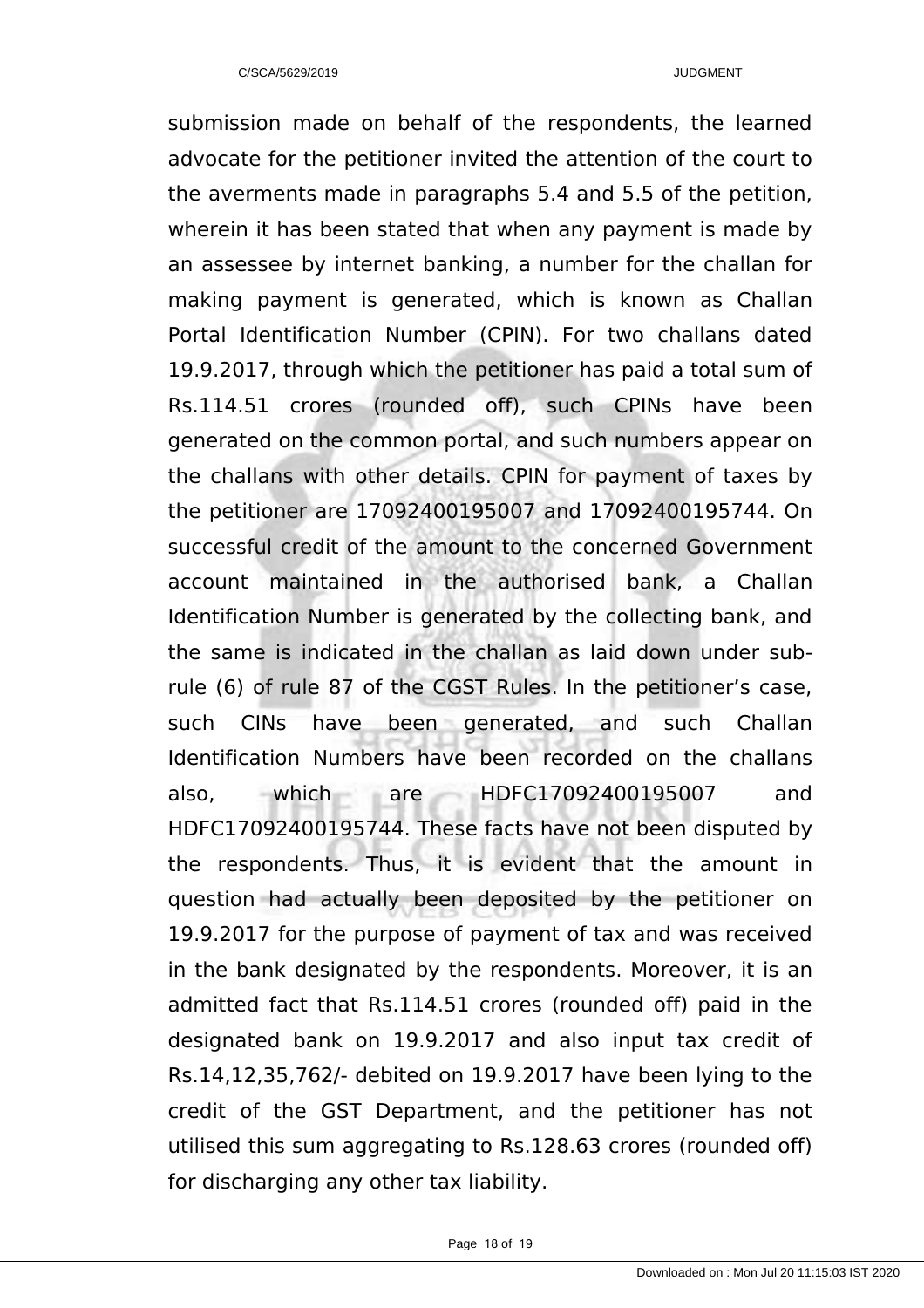submission made on behalf of the respondents, the learned advocate for the petitioner invited the attention of the court to the averments made in paragraphs 5.4 and 5.5 of the petition, wherein it has been stated that when any payment is made by an assessee by internet banking, a number for the challan for making payment is generated, which is known as Challan Portal Identification Number (CPIN). For two challans dated 19.9.2017, through which the petitioner has paid a total sum of Rs.114.51 crores (rounded off), such CPINs have been generated on the common portal, and such numbers appear on the challans with other details. CPIN for payment of taxes by the petitioner are 17092400195007 and 17092400195744. On successful credit of the amount to the concerned Government account maintained in the authorised bank, a Challan Identification Number is generated by the collecting bank, and the same is indicated in the challan as laid down under sub-rule (6) of rule 87 of the CGST Rules. In the petitioner's case, such CINs have been generated, and such Challan Identification Numbers have been recorded on the challans also, which are HDFC17092400195007 and HDFC17092400195744. These facts have not been disputed by the respondents. Thus, it is evident that the amount in question had actually been deposited by the petitioner on 19.9.2017 for the purpose of payment of tax and was received in the bank designated by the respondents. Moreover, it is an admitted fact that Rs.114.51 crores (rounded off) paid in the designated bank on 19.9.2017 and also input tax credit of Rs.14,12,35,762/- debited on 19.9.2017 have been lying to the credit of the GST Department, and the petitioner has not utilised this sum aggregating to Rs.128.63 crores (rounded off) for discharging any other tax liability.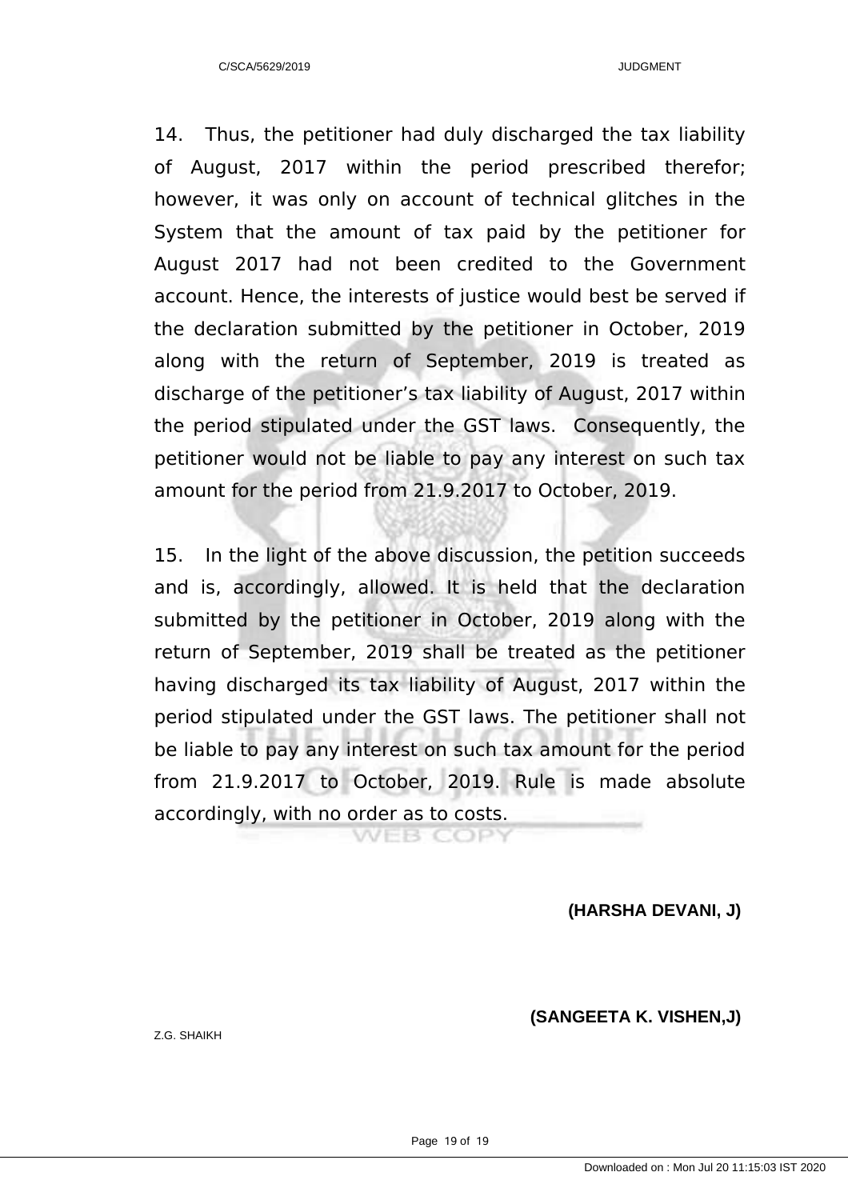14. Thus, the petitioner had duly discharged the tax liability of August, 2017 within the period prescribed therefor; however, it was only on account of technical glitches in the System that the amount of tax paid by the petitioner for August 2017 had not been credited to the Government account. Hence, the interests of justice would best be served if the declaration submitted by the petitioner in October, 2019 along with the return of September, 2019 is treated as discharge of the petitioner's tax liability of August, 2017 within the period stipulated under the GST laws. Consequently, the petitioner would not be liable to pay any interest on such tax amount for the period from 21.9.2017 to October, 2019.

15. In the light of the above discussion, the petition succeeds and is, accordingly, allowed. It is held that the declaration submitted by the petitioner in October, 2019 along with the return of September, 2019 shall be treated as the petitioner having discharged its tax liability of August, 2017 within the period stipulated under the GST laws. The petitioner shall not be liable to pay any interest on such tax amount for the period from 21.9.2017 to October, 2019. Rule is made absolute accordingly, with no order as to costs.

**(HARSHA DEVANI, J)**

**(SANGEETA K. VISHEN,J)**

Z.G. SHAIKH